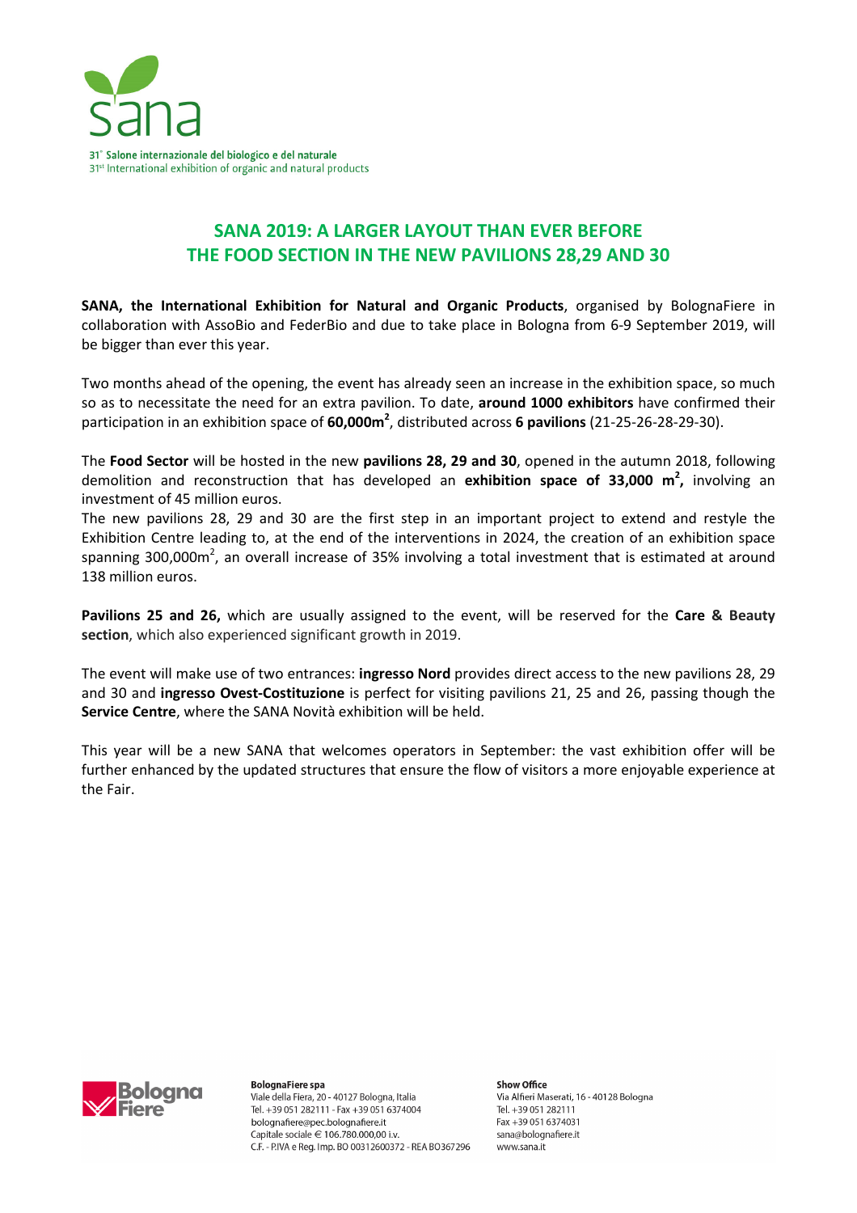sana

31° Salone internazionale del biologico e del naturale
31st International exhibition of organic and natural products

# SANA 2019: A LARGER LAYOUT THAN EVER BEFORE
# THE FOOD SECTION IN THE NEW PAVILIONS 28,29 AND 30

**SANA, the International Exhibition for Natural and Organic Products**, organised by BolognaFiere in collaboration with AssoBio and FederBio and due to take place in Bologna from 6-9 September 2019, will be bigger than ever this year.

Two months ahead of the opening, the event has already seen an increase in the exhibition space, so much so as to necessitate the need for an extra pavilion. To date, **around 1000 exhibitors** have confirmed their participation in an exhibition space of **60,000m$^2$**, distributed across **6 pavilions** (21-25-26-28-29-30).

The **Food Sector** will be hosted in the new **pavilions 28, 29 and 30**, opened in the autumn 2018, following demolition and reconstruction that has developed an **exhibition space of 33,000 m$^2$,** involving an investment of 45 million euros.
The new pavilions 28, 29 and 30 are the first step in an important project to extend and restyle the Exhibition Centre leading to, at the end of the interventions in 2024, the creation of an exhibition space spanning 300,000m$^2$, an overall increase of 35% involving a total investment that is estimated at around 138 million euros.

**Pavilions 25 and 26,** which are usually assigned to the event, will be reserved for the **Care & Beauty section**, which also experienced significant growth in 2019.

The event will make use of two entrances: **ingresso Nord** provides direct access to the new pavilions 28, 29 and 30 and **ingresso Ovest-Costituzione** is perfect for visiting pavilions 21, 25 and 26, passing though the **Service Centre**, where the SANA Novità exhibition will be held.

This year will be a new SANA that welcomes operators in September: the vast exhibition offer will be further enhanced by the updated structures that ensure the flow of visitors a more enjoyable experience at the Fair.

**BolognaFiere spa**
Viale della Fiera, 20 - 40127 Bologna, Italia
Tel. +39 051 282111 - Fax +39 051 6374004
bolognafiere@pec.bolognafiere.it
Capitale sociale € 106.780.000,00 i.v.
C.F. - P.IVA e Reg. Imp. BO 00312600372 - REA BO367296

**Show Office**
Via Alfieri Maserati, 16 - 40128 Bologna
Tel. +39 051 282111
Fax +39 051 6374031
sana@bolognafiere.it
www.sana.it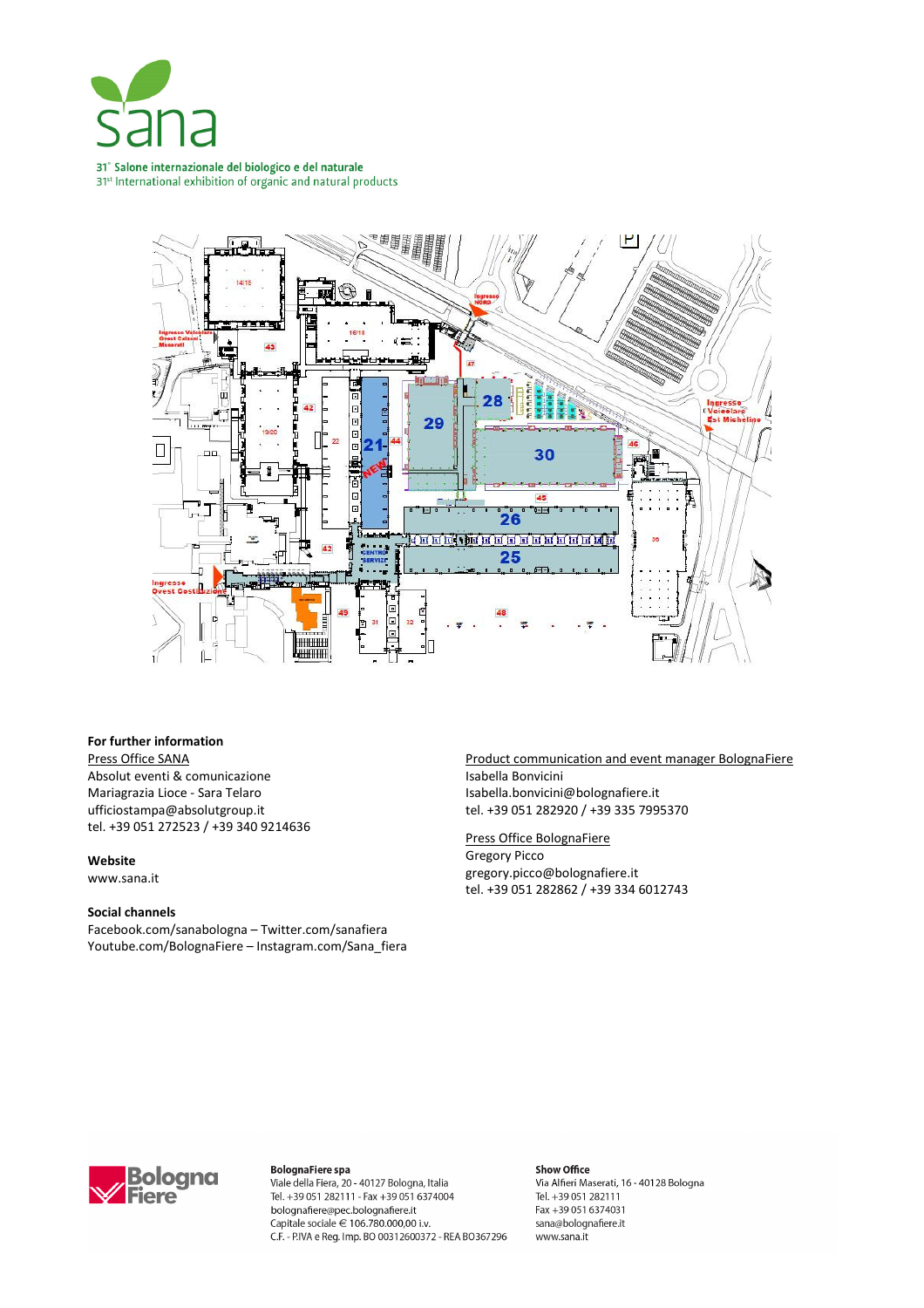31° Salone internazionale del biologico e del naturale
31st International exhibition of organic and natural products

**For further information**

Press Office SANA
Absolut eventi & comunicazione
Mariagrazia Lioce - Sara Telaro
ufficiostampa@absolutgroup.it
tel. +39 051 272523 / +39 340 9214636

**Website**
www.sana.it

**Social channels**
Facebook.com/sanabologna – Twitter.com/sanafiera
Youtube.com/BolognaFiere – Instagram.com/Sana_fiera

Product communication and event manager BolognaFiere
Isabella Bonvicini
Isabella.bonvicini@bolognafiere.it
tel. +39 051 282920 / +39 335 7995370

Press Office BolognaFiere
Gregory Picco
gregory.picco@bolognafiere.it
tel. +39 051 282862 / +39 334 6012743

**BolognaFiere spa**
Viale della Fiera, 20 - 40127 Bologna, Italia
Tel. +39 051 282111 - Fax +39 051 6374004
bolognafiere@pec.bolognafiere.it
Capitale sociale € 106.780.000,00 i.v.
C.F. - P.IVA e Reg. Imp. BO 00312600372 - REA BO367296

**Show Office**
Via Alfieri Maserati, 16 - 40128 Bologna
Tel. +39 051 282111
Fax +39 051 6374031
sana@bolognafiere.it
www.sana.it